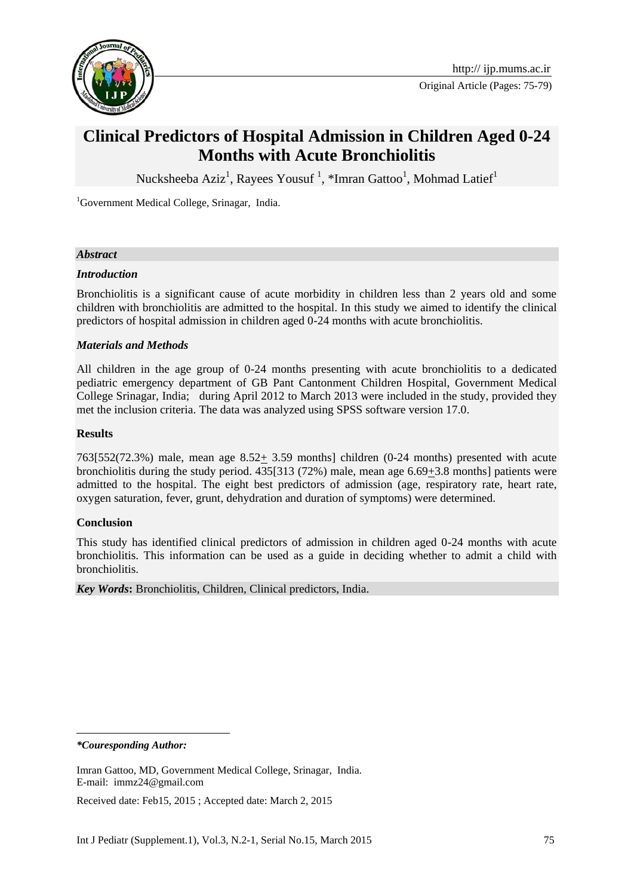# Clinical Predictors of Hospital Admission in Children Aged 0-24 Months with Acute Bronchiolitis

Nucksheeba Aziz[1], Rayees Yousuf [1], *Imran Gattoo[1], Mohmad Latief[1]

[1]Government Medical College, Srinagar, India.

***Abstract***

***Introduction***

Bronchiolitis is a significant cause of acute morbidity in children less than 2 years old and some children with bronchiolitis are admitted to the hospital. In this study we aimed to identify the clinical predictors of hospital admission in children aged 0-24 months with acute bronchiolitis.

***Materials and Methods***

All children in the age group of 0-24 months presenting with acute bronchiolitis to a dedicated pediatric emergency department of GB Pant Cantonment Children Hospital, Government Medical College Srinagar, India; during April 2012 to March 2013 were included in the study, provided they met the inclusion criteria. The data was analyzed using SPSS software version 17.0.

**Results**

763[552(72.3%) male, mean age 8.52± 3.59 months] children (0-24 months) presented with acute bronchiolitis during the study period. 435[313 (72%) male, mean age 6.69±3.8 months] patients were admitted to the hospital. The eight best predictors of admission (age, respiratory rate, heart rate, oxygen saturation, fever, grunt, dehydration and duration of symptoms) were determined.

**Conclusion**

This study has identified clinical predictors of admission in children aged 0-24 months with acute bronchiolitis. This information can be used as a guide in deciding whether to admit a child with bronchiolitis.

***Key Words*:** Bronchiolitis, Children, Clinical predictors, India.

---

***Couresponding Author:**

Imran Gattoo, MD, Government Medical College, Srinagar, India.
E-mail: immz24@gmail.com

Received date: Feb15, 2015 ; Accepted date: March 2, 2015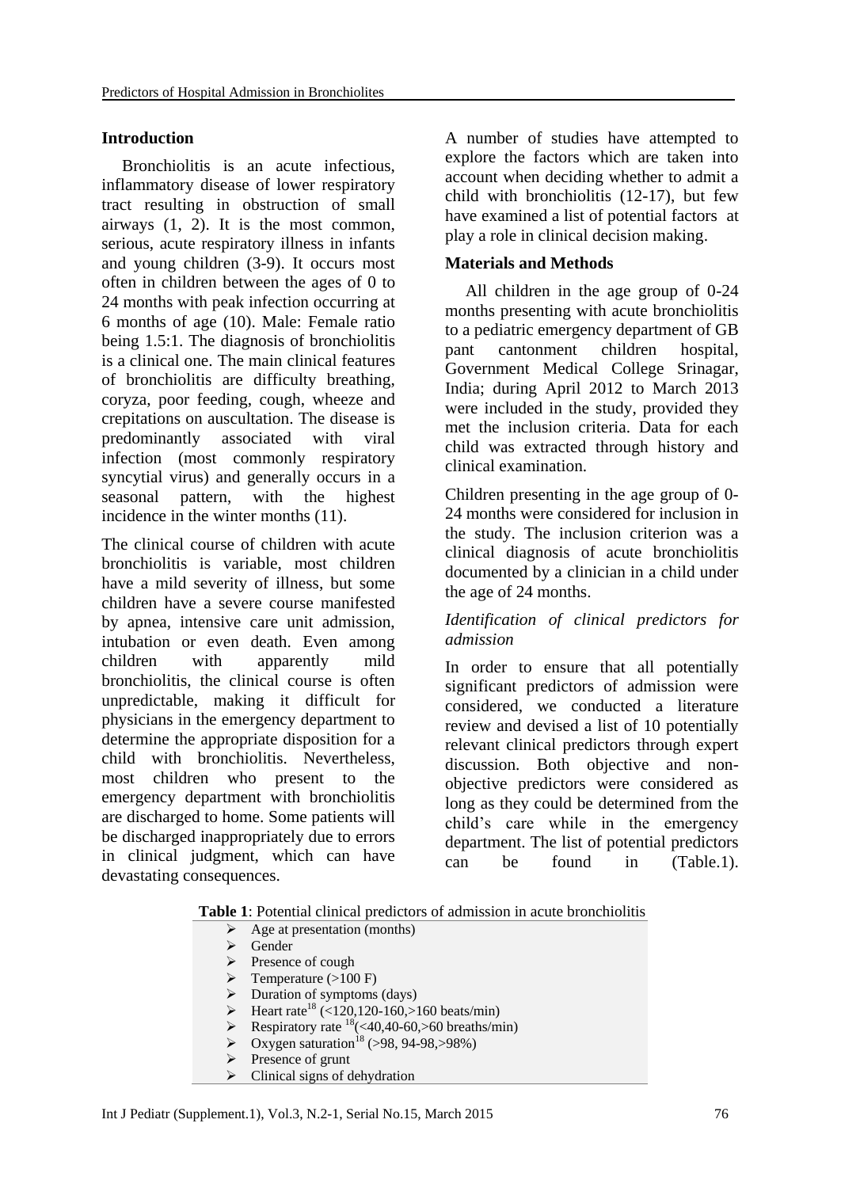## Introduction

Bronchiolitis is an acute infectious, inflammatory disease of lower respiratory tract resulting in obstruction of small airways (1, 2). It is the most common, serious, acute respiratory illness in infants and young children (3-9). It occurs most often in children between the ages of 0 to 24 months with peak infection occurring at 6 months of age (10). Male: Female ratio being 1.5:1. The diagnosis of bronchiolitis is a clinical one. The main clinical features of bronchiolitis are difficulty breathing, coryza, poor feeding, cough, wheeze and crepitations on auscultation. The disease is predominantly associated with viral infection (most commonly respiratory syncytial virus) and generally occurs in a seasonal pattern, with the highest incidence in the winter months (11).

The clinical course of children with acute bronchiolitis is variable, most children have a mild severity of illness, but some children have a severe course manifested by apnea, intensive care unit admission, intubation or even death. Even among children with apparently mild bronchiolitis, the clinical course is often unpredictable, making it difficult for physicians in the emergency department to determine the appropriate disposition for a child with bronchiolitis. Nevertheless, most children who present to the emergency department with bronchiolitis are discharged to home. Some patients will be discharged inappropriately due to errors in clinical judgment, which can have devastating consequences.

A number of studies have attempted to explore the factors which are taken into account when deciding whether to admit a child with bronchiolitis (12-17), but few have examined a list of potential factors at play a role in clinical decision making.

## Materials and Methods

All children in the age group of 0-24 months presenting with acute bronchiolitis to a pediatric emergency department of GB pant cantonment children hospital, Government Medical College Srinagar, India; during April 2012 to March 2013 were included in the study, provided they met the inclusion criteria. Data for each child was extracted through history and clinical examination.

Children presenting in the age group of 0-24 months were considered for inclusion in the study. The inclusion criterion was a clinical diagnosis of acute bronchiolitis documented by a clinician in a child under the age of 24 months.

*Identification of clinical predictors for admission*

In order to ensure that all potentially significant predictors of admission were considered, we conducted a literature review and devised a list of 10 potentially relevant clinical predictors through expert discussion. Both objective and non-objective predictors were considered as long as they could be determined from the child's care while in the emergency department. The list of potential predictors can be found in (Table.1).

**Table 1**: Potential clinical predictors of admission in acute bronchiolitis

- Age at presentation (months)
- Gender
- Presence of cough
- Temperature (>100 F)
- Duration of symptoms (days)
- Heart rate[18] (<120,120-160,>160 beats/min)
- Respiratory rate [18](<40,40-60,>60 breaths/min)
- Oxygen saturation[18] (>98, 94-98,>98%)
- Presence of grunt
- Clinical signs of dehydration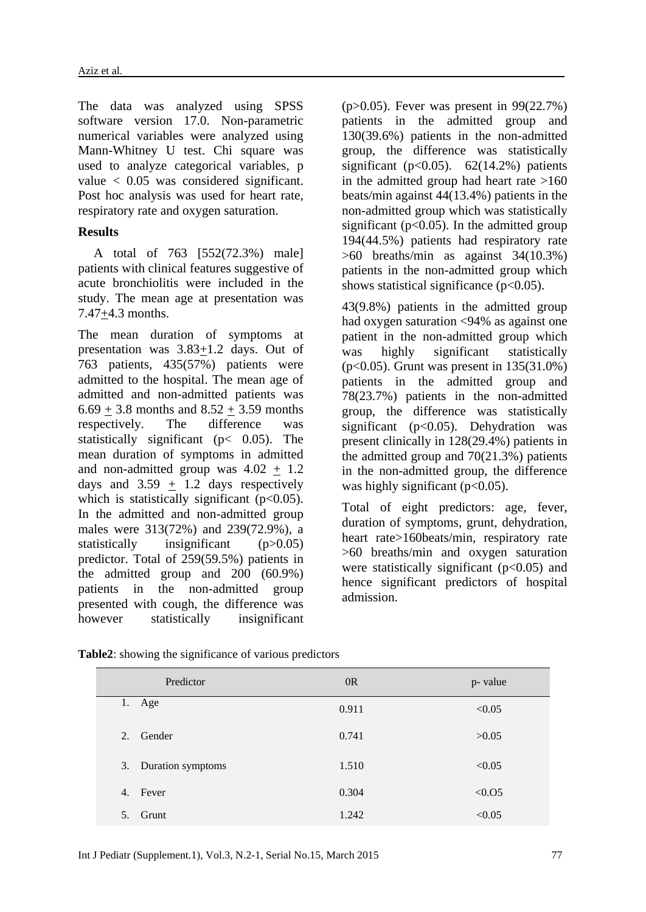The data was analyzed using SPSS software version 17.0. Non-parametric numerical variables were analyzed using Mann-Whitney U test. Chi square was used to analyze categorical variables, p value $< 0.05$ was considered significant. Post hoc analysis was used for heart rate, respiratory rate and oxygen saturation.

## Results

A total of 763 [552(72.3%) male] patients with clinical features suggestive of acute bronchiolitis were included in the study. The mean age at presentation was 7.47±4.3 months.

The mean duration of symptoms at presentation was 3.83±1.2 days. Out of 763 patients, 435(57%) patients were admitted to the hospital. The mean age of admitted and non-admitted patients was 6.69 ± 3.8 months and 8.52 ± 3.59 months respectively. The difference was statistically significant ($p< 0.05$). The mean duration of symptoms in admitted and non-admitted group was 4.02 ± 1.2 days and 3.59 ± 1.2 days respectively which is statistically significant ($p<0.05$). In the admitted and non-admitted group males were 313(72%) and 239(72.9%), a statistically insignificant ($p>0.05$) predictor. Total of 259(59.5%) patients in the admitted group and 200 (60.9%) patients in the non-admitted group presented with cough, the difference was however statistically insignificant ($p>0.05$). Fever was present in 99(22.7%) patients in the admitted group and 130(39.6%) patients in the non-admitted group, the difference was statistically significant ($p<0.05$). 62(14.2%) patients in the admitted group had heart rate >160 beats/min against 44(13.4%) patients in the non-admitted group which was statistically significant ($p<0.05$). In the admitted group 194(44.5%) patients had respiratory rate >60 breaths/min as against 34(10.3%) patients in the non-admitted group which shows statistical significance ($p<0.05$).

43(9.8%) patients in the admitted group had oxygen saturation <94% as against one patient in the non-admitted group which was highly significant statistically ($p<0.05$). Grunt was present in 135(31.0%) patients in the admitted group and 78(23.7%) patients in the non-admitted group, the difference was statistically significant ($p<0.05$). Dehydration was present clinically in 128(29.4%) patients in the admitted group and 70(21.3%) patients in the non-admitted group, the difference was highly significant ($p<0.05$).

Total of eight predictors: age, fever, duration of symptoms, grunt, dehydration, heart rate>160beats/min, respiratory rate >60 breaths/min and oxygen saturation were statistically significant ($p<0.05$) and hence significant predictors of hospital admission.

**Table2**: showing the significance of various predictors

| Predictor | 0R | p- value |
|---|---|---|
| 1. Age | 0.911 | <0.05 |
| 2. Gender | 0.741 | >0.05 |
| 3. Duration symptoms | 1.510 | <0.05 |
| 4. Fever | 0.304 | <0.O5 |
| 5. Grunt | 1.242 | <0.05 |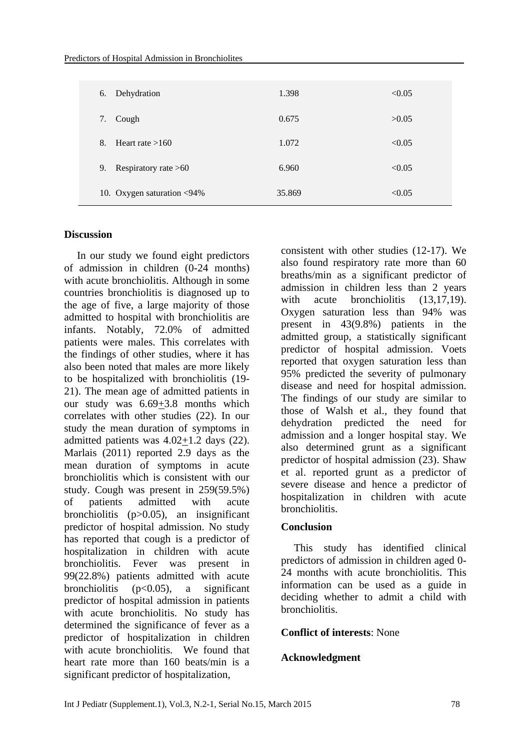| | | |
|---|---|---|
| 6. Dehydration | 1.398 | <0.05 |
| 7. Cough | 0.675 | >0.05 |
| 8. Heart rate >160 | 1.072 | <0.05 |
| 9. Respiratory rate >60 | 6.960 | <0.05 |
| 10. Oxygen saturation <94% | 35.869 | <0.05 |

## Discussion

In our study we found eight predictors of admission in children (0-24 months) with acute bronchiolitis. Although in some countries bronchiolitis is diagnosed up to the age of five, a large majority of those admitted to hospital with bronchiolitis are infants. Notably, 72.0% of admitted patients were males. This correlates with the findings of other studies, where it has also been noted that males are more likely to be hospitalized with bronchiolitis (19-21). The mean age of admitted patients in our study was 6.69±3.8 months which correlates with other studies (22). In our study the mean duration of symptoms in admitted patients was 4.02±1.2 days (22). Marlais (2011) reported 2.9 days as the mean duration of symptoms in acute bronchiolitis which is consistent with our study. Cough was present in 259(59.5%) of patients admitted with acute bronchiolitis ($p>0.05$), an insignificant predictor of hospital admission. No study has reported that cough is a predictor of hospitalization in children with acute bronchiolitis. Fever was present in 99(22.8%) patients admitted with acute bronchiolitis ($p<0.05$), a significant predictor of hospital admission in patients with acute bronchiolitis. No study has determined the significance of fever as a predictor of hospitalization in children with acute bronchiolitis. We found that heart rate more than 160 beats/min is a significant predictor of hospitalization, consistent with other studies (12-17). We also found respiratory rate more than 60 breaths/min as a significant predictor of admission in children less than 2 years with acute bronchiolitis (13,17,19). Oxygen saturation less than 94% was present in 43(9.8%) patients in the admitted group, a statistically significant predictor of hospital admission. Voets reported that oxygen saturation less than 95% predicted the severity of pulmonary disease and need for hospital admission. The findings of our study are similar to those of Walsh et al., they found that dehydration predicted the need for admission and a longer hospital stay. We also determined grunt as a significant predictor of hospital admission (23). Shaw et al. reported grunt as a predictor of severe disease and hence a predictor of hospitalization in children with acute bronchiolitis.

## Conclusion

This study has identified clinical predictors of admission in children aged 0-24 months with acute bronchiolitis. This information can be used as a guide in deciding whether to admit a child with bronchiolitis.

**Conflict of interests**: None

**Acknowledgment**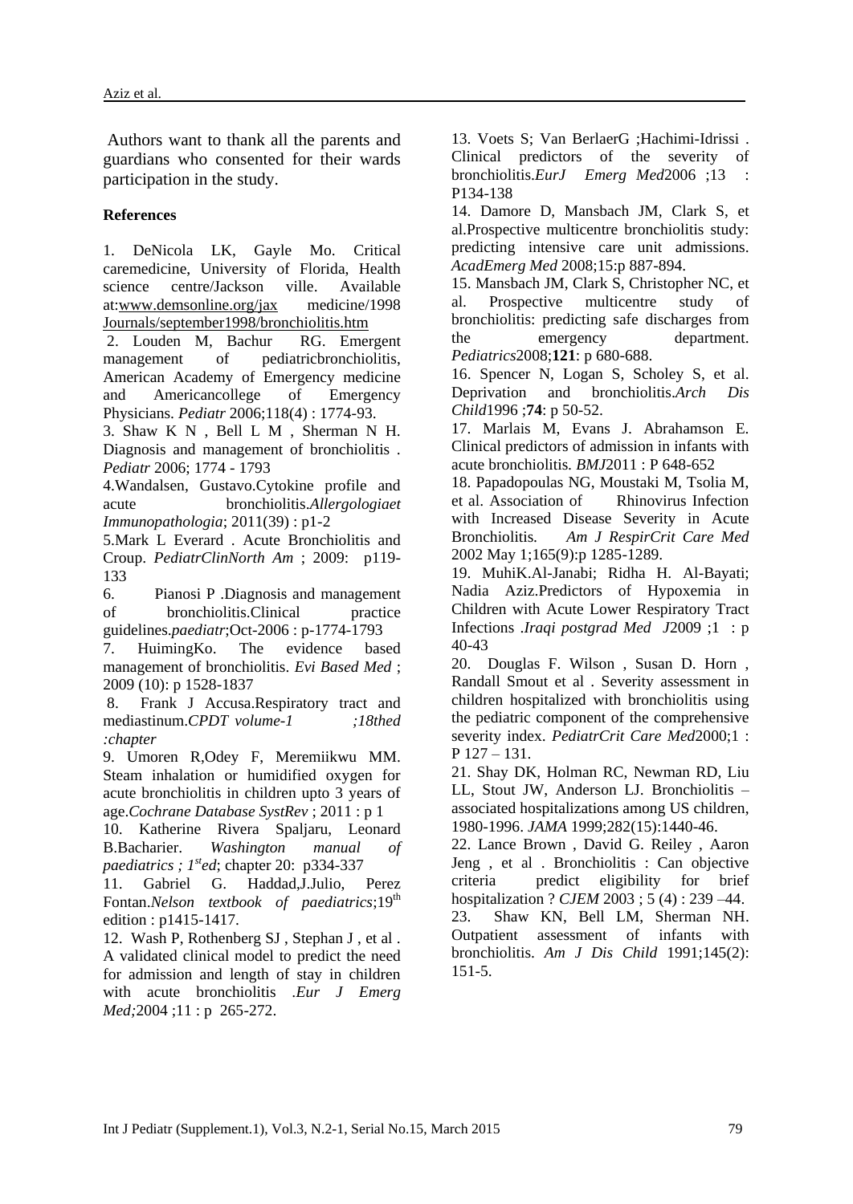Authors want to thank all the parents and guardians who consented for their wards participation in the study.

**References**

1. DeNicola LK, Gayle Mo. Critical caremedicine, University of Florida, Health science centre/Jackson ville. Available at:www.demsonline.org/jax medicine/1998 Journals/september1998/bronchiolitis.htm

2. Louden M, Bachur RG. Emergent management of pediatricbronchiolitis, American Academy of Emergency medicine and Americancollege of Emergency Physicians. *Pediatr* 2006;118(4) : 1774-93.

3. Shaw K N , Bell L M , Sherman N H. Diagnosis and management of bronchiolitis . *Pediatr* 2006; 1774 - 1793

4. Wandalsen, Gustavo.Cytokine profile and acute bronchiolitis.*Allergologiaet Immunopathologia*; 2011(39) : p1-2

5. Mark L Everard . Acute Bronchiolitis and Croup. *PediatrClinNorth Am* ; 2009: p119-133

6. Pianosi P .Diagnosis and management of bronchiolitis.Clinical practice guidelines.*paediatr*;Oct-2006 : p-1774-1793

7. HuimingKo. The evidence based management of bronchiolitis. *Evi Based Med* ; 2009 (10): p 1528-1837

8. Frank J Accusa.Respiratory tract and mediastinum.*CPDT volume-1 ;18thed :chapter*

9. Umoren R,Odey F, Meremiikwu MM. Steam inhalation or humidified oxygen for acute bronchiolitis in children upto 3 years of age.*Cochrane Database SystRev* ; 2011 : p 1

10. Katherine Rivera Spaljaru, Leonard B.Bacharier. *Washington manual of paediatrics ; 1st ed*; chapter 20: p334-337

11. Gabriel G. Haddad,J.Julio, Perez Fontan.*Nelson textbook of paediatrics*;19th edition : p1415-1417.

12. Wash P, Rothenberg SJ , Stephan J , et al . A validated clinical model to predict the need for admission and length of stay in children with acute bronchiolitis .*Eur J Emerg Med;*2004 ;11 : p 265-272.

13. Voets S; Van BerlaerG ;Hachimi-Idrissi . Clinical predictors of the severity of bronchiolitis.*EurJ Emerg Med*2006 ;13 : P134-138

14. Damore D, Mansbach JM, Clark S, et al.Prospective multicentre bronchiolitis study: predicting intensive care unit admissions. *AcadEmerg Med* 2008;15:p 887-894.

15. Mansbach JM, Clark S, Christopher NC, et al. Prospective multicentre study of bronchiolitis: predicting safe discharges from the emergency department. *Pediatrics*2008;**121**: p 680-688.

16. Spencer N, Logan S, Scholey S, et al. Deprivation and bronchiolitis.*Arch Dis Child*1996 ;**74**: p 50-52.

17. Marlais M, Evans J. Abrahamson E. Clinical predictors of admission in infants with acute bronchiolitis. *BMJ*2011 : P 648-652

18. Papadopoulas NG, Moustaki M, Tsolia M, et al. Association of Rhinovirus Infection with Increased Disease Severity in Acute Bronchiolitis. *Am J RespirCrit Care Med* 2002 May 1;165(9):p 1285-1289.

19. MuhiK.Al-Janabi; Ridha H. Al-Bayati; Nadia Aziz.Predictors of Hypoxemia in Children with Acute Lower Respiratory Tract Infections .*Iraqi postgrad Med J*2009 ;1 : p 40-43

20. Douglas F. Wilson , Susan D. Horn , Randall Smout et al . Severity assessment in children hospitalized with bronchiolitis using the pediatric component of the comprehensive severity index. *PediatrCrit Care Med*2000;1 : P 127 – 131.

21. Shay DK, Holman RC, Newman RD, Liu LL, Stout JW, Anderson LJ. Bronchiolitis – associated hospitalizations among US children, 1980-1996. *JAMA* 1999;282(15):1440-46.

22. Lance Brown , David G. Reiley , Aaron Jeng , et al . Bronchiolitis : Can objective criteria predict eligibility for brief hospitalization ? *CJEM* 2003 ; 5 (4) : 239 –44.

23. Shaw KN, Bell LM, Sherman NH. Outpatient assessment of infants with bronchiolitis. *Am J Dis Child* 1991;145(2): 151-5.